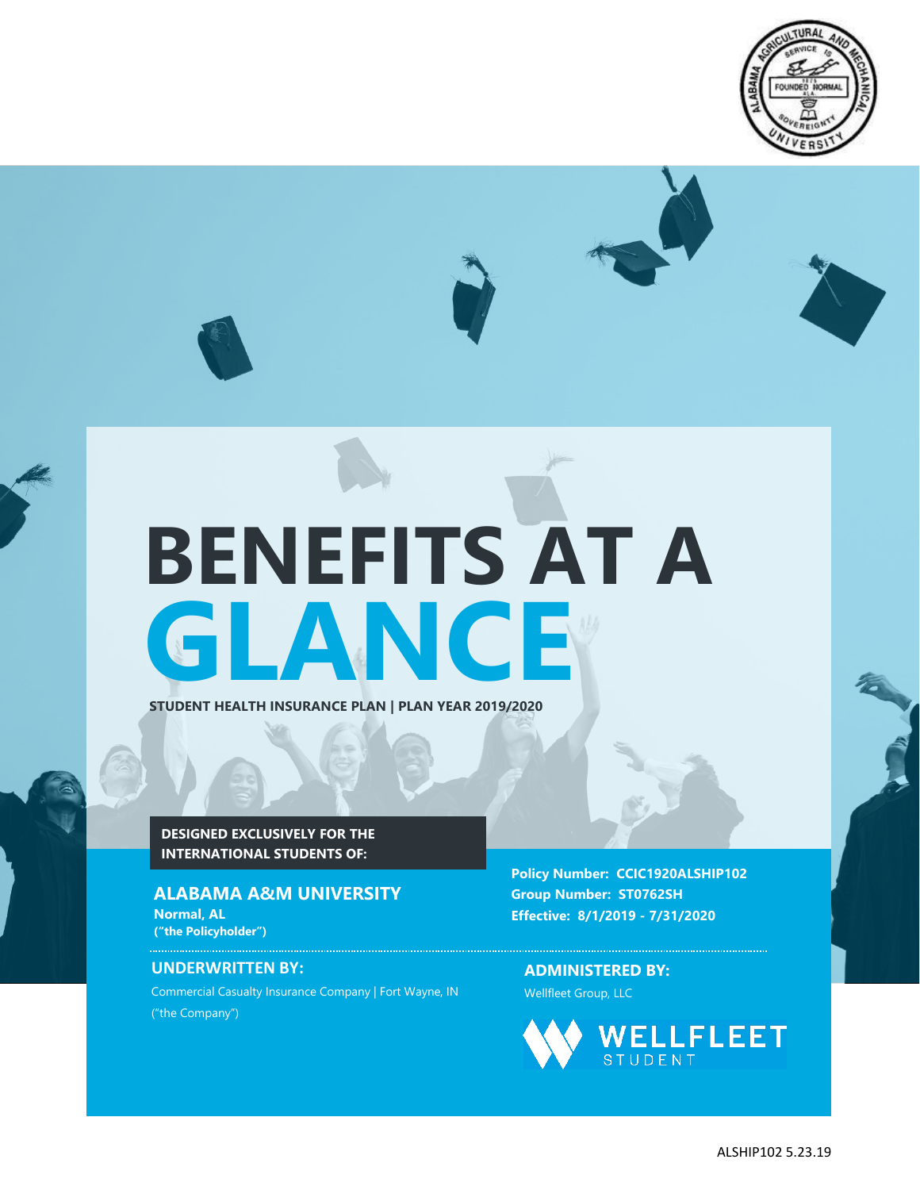# BENEFITS AT A GLANCE

**STUDENT HEALTH INSURANCE PLAN | PLAN YEAR 2019/2020**

**DESIGNED EXCLUSIVELY FOR THE INTERNATIONAL STUDENTS OF:**

## ALABAMA A&M UNIVERSITY

**Normal, AL**
**("the Policyholder")**

**Policy Number: CCIC1920ALSHIP102**
**Group Number: ST0762SH**
**Effective: 8/1/2019 - 7/31/2020**

### UNDERWRITTEN BY:

Commercial Casualty Insurance Company | Fort Wayne, IN
("the Company")

### ADMINISTERED BY:

Wellfleet Group, LLC

WELLFLEET STUDENT

ALSHIP102 5.23.19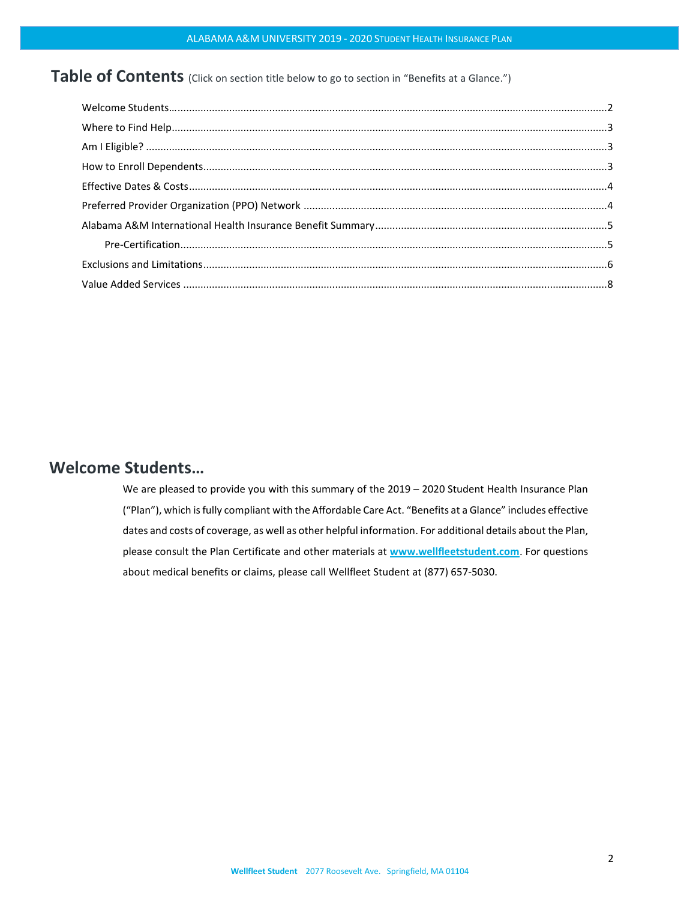## Table of Contents (Click on section title below to go to section in "Benefits at a Glance.")

Welcome Students…...........................................................................................................................................2
Where to Find Help...........................................................................................................................................3
Am I Eligible? ....................................................................................................................................................3
How to Enroll Dependents................................................................................................................................3
Effective Dates & Costs.....................................................................................................................................4
Preferred Provider Organization (PPO) Network ..............................................................................................4
Alabama A&M International Health Insurance Benefit Summary....................................................................5
   Pre-Certification..............................................................................................................................................5
Exclusions and Limitations................................................................................................................................6
Value Added Services .......................................................................................................................................8

## Welcome Students…

We are pleased to provide you with this summary of the 2019 – 2020 Student Health Insurance Plan ("Plan"), which is fully compliant with the Affordable Care Act. "Benefits at a Glance" includes effective dates and costs of coverage, as well as other helpful information. For additional details about the Plan, please consult the Plan Certificate and other materials at **www.wellfleetstudent.com**. For questions about medical benefits or claims, please call Wellfleet Student at (877) 657-5030.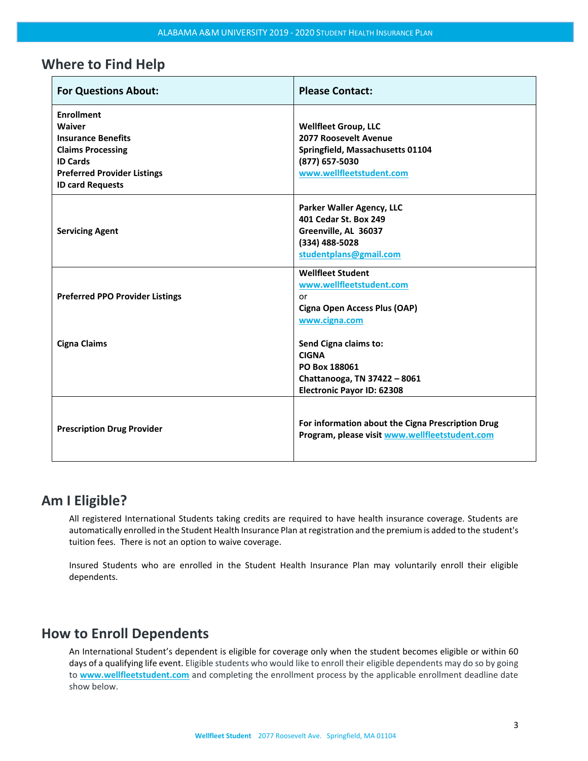## Where to Find Help

| For Questions About: | Please Contact: |
|---|---|
| **Enrollment**<br>**Waiver**<br>**Insurance Benefits**<br>**Claims Processing**<br>**ID Cards**<br>**Preferred Provider Listings**<br>**ID card Requests** | **Wellfleet Group, LLC**<br>**2077 Roosevelt Avenue**<br>**Springfield, Massachusetts 01104**<br>**(877) 657-5030**<br>**www.wellfleetstudent.com** |
| **Servicing Agent** | **Parker Waller Agency, LLC**<br>**401 Cedar St. Box 249**<br>**Greenville, AL 36037**<br>**(334) 488-5028**<br>**studentplans@gmail.com** |
| **Preferred PPO Provider Listings**<br><br>**Cigna Claims** | **Wellfleet Student**<br>**www.wellfleetstudent.com**<br>or<br>**Cigna Open Access Plus (OAP)**<br>**www.cigna.com**<br><br>**Send Cigna claims to:**<br>**CIGNA**<br>**PO Box 188061**<br>**Chattanooga, TN 37422 – 8061**<br>**Electronic Payor ID: 62308** |
| **Prescription Drug Provider** | **For information about the Cigna Prescription Drug Program, please visit www.wellfleetstudent.com** |

## Am I Eligible?

All registered International Students taking credits are required to have health insurance coverage. Students are automatically enrolled in the Student Health Insurance Plan at registration and the premium is added to the student's tuition fees. There is not an option to waive coverage.

Insured Students who are enrolled in the Student Health Insurance Plan may voluntarily enroll their eligible dependents.

## How to Enroll Dependents

An International Student's dependent is eligible for coverage only when the student becomes eligible or within 60 days of a qualifying life event. Eligible students who would like to enroll their eligible dependents may do so by going to **www.wellfleetstudent.com** and completing the enrollment process by the applicable enrollment deadline date show below.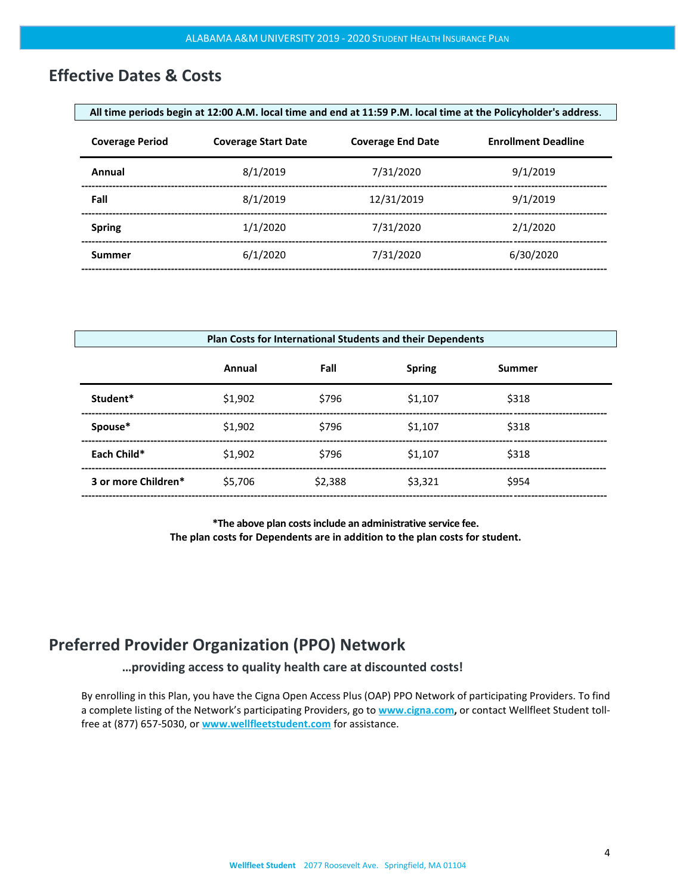## Effective Dates & Costs

**All time periods begin at 12:00 A.M. local time and end at 11:59 P.M. local time at the Policyholder's address.**

| Coverage Period | Coverage Start Date | Coverage End Date | Enrollment Deadline |
|---|---|---|---|
| **Annual** | 8/1/2019 | 7/31/2020 | 9/1/2019 |
| **Fall** | 8/1/2019 | 12/31/2019 | 9/1/2019 |
| **Spring** | 1/1/2020 | 7/31/2020 | 2/1/2020 |
| **Summer** | 6/1/2020 | 7/31/2020 | 6/30/2020 |

**Plan Costs for International Students and their Dependents**

| | Annual | Fall | Spring | Summer |
|---|---|---|---|---|
| **Student*** | $1,902 | $796 | $1,107 | $318 |
| **Spouse*** | $1,902 | $796 | $1,107 | $318 |
| **Each Child*** | $1,902 | $796 | $1,107 | $318 |
| **3 or more Children*** | $5,706 | $2,388 | $3,321 | $954 |

**\*The above plan costs include an administrative service fee.**
**The plan costs for Dependents are in addition to the plan costs for student.**

## Preferred Provider Organization (PPO) Network

**…providing access to quality health care at discounted costs!**

By enrolling in this Plan, you have the Cigna Open Access Plus (OAP) PPO Network of participating Providers. To find a complete listing of the Network's participating Providers, go to **www.cigna.com**, or contact Wellfleet Student toll-free at (877) 657-5030, or **www.wellfleetstudent.com** for assistance.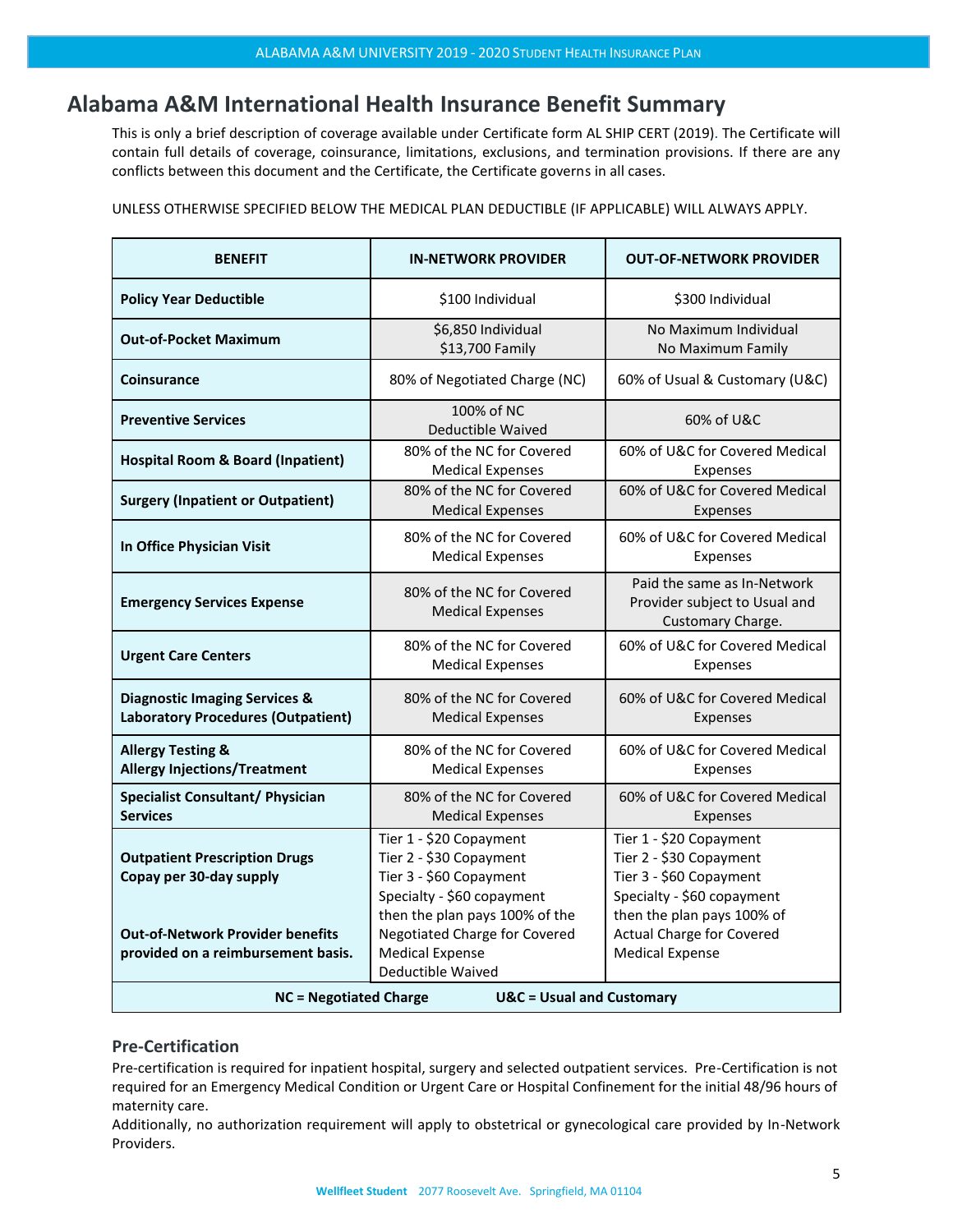# Alabama A&M International Health Insurance Benefit Summary

This is only a brief description of coverage available under Certificate form AL SHIP CERT (2019). The Certificate will contain full details of coverage, coinsurance, limitations, exclusions, and termination provisions. If there are any conflicts between this document and the Certificate, the Certificate governs in all cases.

UNLESS OTHERWISE SPECIFIED BELOW THE MEDICAL PLAN DEDUCTIBLE (IF APPLICABLE) WILL ALWAYS APPLY.

| BENEFIT | IN-NETWORK PROVIDER | OUT-OF-NETWORK PROVIDER |
|---|---|---|
| **Policy Year Deductible** | $100 Individual | $300 Individual |
| **Out-of-Pocket Maximum** | $6,850 Individual<br>$13,700 Family | No Maximum Individual<br>No Maximum Family |
| **Coinsurance** | 80% of Negotiated Charge (NC) | 60% of Usual & Customary (U&C) |
| **Preventive Services** | 100% of NC<br>Deductible Waived | 60% of U&C |
| **Hospital Room & Board (Inpatient)** | 80% of the NC for Covered Medical Expenses | 60% of U&C for Covered Medical Expenses |
| **Surgery (Inpatient or Outpatient)** | 80% of the NC for Covered Medical Expenses | 60% of U&C for Covered Medical Expenses |
| **In Office Physician Visit** | 80% of the NC for Covered Medical Expenses | 60% of U&C for Covered Medical Expenses |
| **Emergency Services Expense** | 80% of the NC for Covered Medical Expenses | Paid the same as In-Network Provider subject to Usual and Customary Charge. |
| **Urgent Care Centers** | 80% of the NC for Covered Medical Expenses | 60% of U&C for Covered Medical Expenses |
| **Diagnostic Imaging Services & Laboratory Procedures (Outpatient)** | 80% of the NC for Covered Medical Expenses | 60% of U&C for Covered Medical Expenses |
| **Allergy Testing & Allergy Injections/Treatment** | 80% of the NC for Covered Medical Expenses | 60% of U&C for Covered Medical Expenses |
| **Specialist Consultant/ Physician Services** | 80% of the NC for Covered Medical Expenses | 60% of U&C for Covered Medical Expenses |
| **Outpatient Prescription Drugs Copay per 30-day supply**<br><br>**Out-of-Network Provider benefits provided on a reimbursement basis.** | Tier 1 - $20 Copayment<br>Tier 2 - $30 Copayment<br>Tier 3 - $60 Copayment<br>Specialty - $60 copayment then the plan pays 100% of the Negotiated Charge for Covered Medical Expense<br>Deductible Waived | Tier 1 - $20 Copayment<br>Tier 2 - $30 Copayment<br>Tier 3 - $60 Copayment<br>Specialty - $60 copayment then the plan pays 100% of Actual Charge for Covered Medical Expense |
| **NC = Negotiated Charge** | **U&C = Usual and Customary** | |

## Pre-Certification

Pre-certification is required for inpatient hospital, surgery and selected outpatient services. Pre-Certification is not required for an Emergency Medical Condition or Urgent Care or Hospital Confinement for the initial 48/96 hours of maternity care.

Additionally, no authorization requirement will apply to obstetrical or gynecological care provided by In-Network Providers.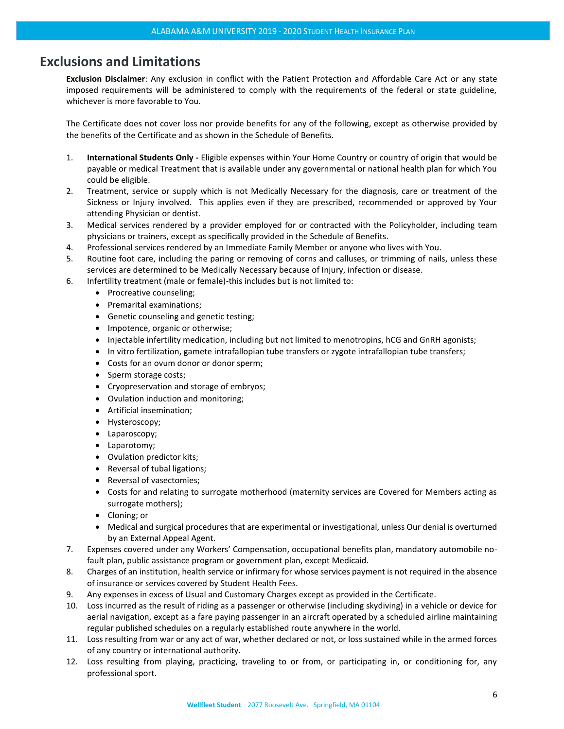## Exclusions and Limitations

**Exclusion Disclaimer**: Any exclusion in conflict with the Patient Protection and Affordable Care Act or any state imposed requirements will be administered to comply with the requirements of the federal or state guideline, whichever is more favorable to You.

The Certificate does not cover loss nor provide benefits for any of the following, except as otherwise provided by the benefits of the Certificate and as shown in the Schedule of Benefits.

1. **International Students Only -** Eligible expenses within Your Home Country or country of origin that would be payable or medical Treatment that is available under any governmental or national health plan for which You could be eligible.
2. Treatment, service or supply which is not Medically Necessary for the diagnosis, care or treatment of the Sickness or Injury involved. This applies even if they are prescribed, recommended or approved by Your attending Physician or dentist.
3. Medical services rendered by a provider employed for or contracted with the Policyholder, including team physicians or trainers, except as specifically provided in the Schedule of Benefits.
4. Professional services rendered by an Immediate Family Member or anyone who lives with You.
5. Routine foot care, including the paring or removing of corns and calluses, or trimming of nails, unless these services are determined to be Medically Necessary because of Injury, infection or disease.
6. Infertility treatment (male or female)-this includes but is not limited to:
   - Procreative counseling;
   - Premarital examinations;
   - Genetic counseling and genetic testing;
   - Impotence, organic or otherwise;
   - Injectable infertility medication, including but not limited to menotropins, hCG and GnRH agonists;
   - In vitro fertilization, gamete intrafallopian tube transfers or zygote intrafallopian tube transfers;
   - Costs for an ovum donor or donor sperm;
   - Sperm storage costs;
   - Cryopreservation and storage of embryos;
   - Ovulation induction and monitoring;
   - Artificial insemination;
   - Hysteroscopy;
   - Laparoscopy;
   - Laparotomy;
   - Ovulation predictor kits;
   - Reversal of tubal ligations;
   - Reversal of vasectomies;
   - Costs for and relating to surrogate motherhood (maternity services are Covered for Members acting as surrogate mothers);
   - Cloning; or
   - Medical and surgical procedures that are experimental or investigational, unless Our denial is overturned by an External Appeal Agent.
7. Expenses covered under any Workers' Compensation, occupational benefits plan, mandatory automobile no-fault plan, public assistance program or government plan, except Medicaid.
8. Charges of an institution, health service or infirmary for whose services payment is not required in the absence of insurance or services covered by Student Health Fees.
9. Any expenses in excess of Usual and Customary Charges except as provided in the Certificate.
10. Loss incurred as the result of riding as a passenger or otherwise (including skydiving) in a vehicle or device for aerial navigation, except as a fare paying passenger in an aircraft operated by a scheduled airline maintaining regular published schedules on a regularly established route anywhere in the world.
11. Loss resulting from war or any act of war, whether declared or not, or loss sustained while in the armed forces of any country or international authority.
12. Loss resulting from playing, practicing, traveling to or from, or participating in, or conditioning for, any professional sport.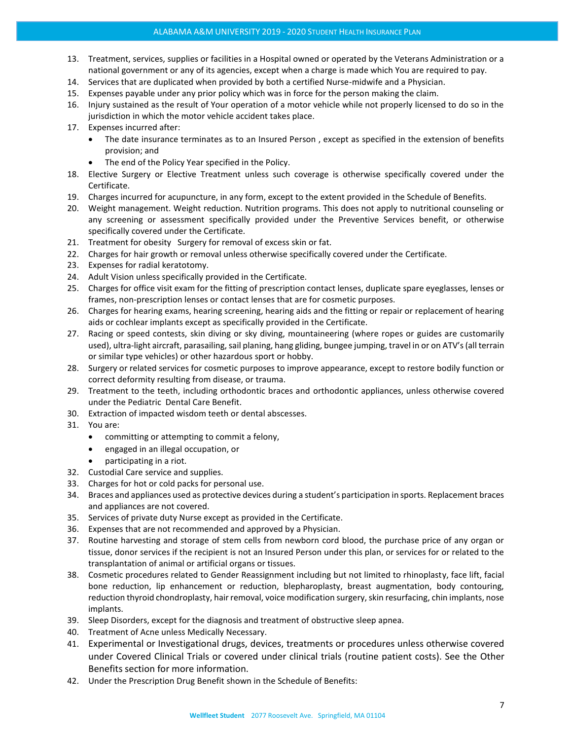13. Treatment, services, supplies or facilities in a Hospital owned or operated by the Veterans Administration or a national government or any of its agencies, except when a charge is made which You are required to pay.
14. Services that are duplicated when provided by both a certified Nurse-midwife and a Physician.
15. Expenses payable under any prior policy which was in force for the person making the claim.
16. Injury sustained as the result of Your operation of a motor vehicle while not properly licensed to do so in the jurisdiction in which the motor vehicle accident takes place.
17. Expenses incurred after:
    - The date insurance terminates as to an Insured Person , except as specified in the extension of benefits provision; and
    - The end of the Policy Year specified in the Policy.
18. Elective Surgery or Elective Treatment unless such coverage is otherwise specifically covered under the Certificate.
19. Charges incurred for acupuncture, in any form, except to the extent provided in the Schedule of Benefits.
20. Weight management. Weight reduction. Nutrition programs. This does not apply to nutritional counseling or any screening or assessment specifically provided under the Preventive Services benefit, or otherwise specifically covered under the Certificate.
21. Treatment for obesity Surgery for removal of excess skin or fat.
22. Charges for hair growth or removal unless otherwise specifically covered under the Certificate.
23. Expenses for radial keratotomy.
24. Adult Vision unless specifically provided in the Certificate.
25. Charges for office visit exam for the fitting of prescription contact lenses, duplicate spare eyeglasses, lenses or frames, non-prescription lenses or contact lenses that are for cosmetic purposes.
26. Charges for hearing exams, hearing screening, hearing aids and the fitting or repair or replacement of hearing aids or cochlear implants except as specifically provided in the Certificate.
27. Racing or speed contests, skin diving or sky diving, mountaineering (where ropes or guides are customarily used), ultra-light aircraft, parasailing, sail planing, hang gliding, bungee jumping, travel in or on ATV's (all terrain or similar type vehicles) or other hazardous sport or hobby.
28. Surgery or related services for cosmetic purposes to improve appearance, except to restore bodily function or correct deformity resulting from disease, or trauma.
29. Treatment to the teeth, including orthodontic braces and orthodontic appliances, unless otherwise covered under the Pediatric Dental Care Benefit.
30. Extraction of impacted wisdom teeth or dental abscesses.
31. You are:
    - committing or attempting to commit a felony,
    - engaged in an illegal occupation, or
    - participating in a riot.
32. Custodial Care service and supplies.
33. Charges for hot or cold packs for personal use.
34. Braces and appliances used as protective devices during a student's participation in sports. Replacement braces and appliances are not covered.
35. Services of private duty Nurse except as provided in the Certificate.
36. Expenses that are not recommended and approved by a Physician.
37. Routine harvesting and storage of stem cells from newborn cord blood, the purchase price of any organ or tissue, donor services if the recipient is not an Insured Person under this plan, or services for or related to the transplantation of animal or artificial organs or tissues.
38. Cosmetic procedures related to Gender Reassignment including but not limited to rhinoplasty, face lift, facial bone reduction, lip enhancement or reduction, blepharoplasty, breast augmentation, body contouring, reduction thyroid chondroplasty, hair removal, voice modification surgery, skin resurfacing, chin implants, nose implants.
39. Sleep Disorders, except for the diagnosis and treatment of obstructive sleep apnea.
40. Treatment of Acne unless Medically Necessary.
41. Experimental or Investigational drugs, devices, treatments or procedures unless otherwise covered under Covered Clinical Trials or covered under clinical trials (routine patient costs). See the Other Benefits section for more information.
42. Under the Prescription Drug Benefit shown in the Schedule of Benefits: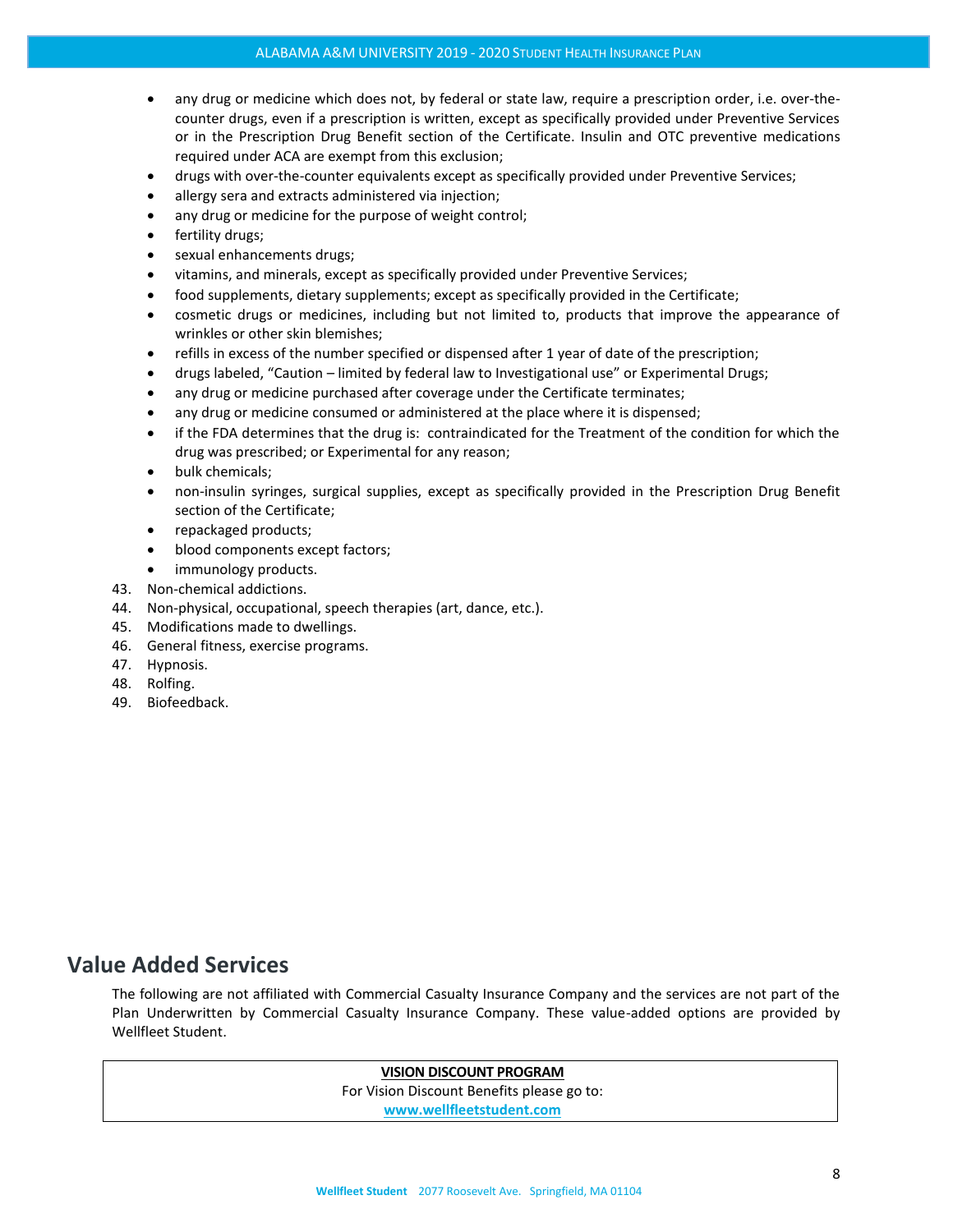- any drug or medicine which does not, by federal or state law, require a prescription order, i.e. over-the-counter drugs, even if a prescription is written, except as specifically provided under Preventive Services or in the Prescription Drug Benefit section of the Certificate. Insulin and OTC preventive medications required under ACA are exempt from this exclusion;
- drugs with over-the-counter equivalents except as specifically provided under Preventive Services;
- allergy sera and extracts administered via injection;
- any drug or medicine for the purpose of weight control;
- fertility drugs;
- sexual enhancements drugs;
- vitamins, and minerals, except as specifically provided under Preventive Services;
- food supplements, dietary supplements; except as specifically provided in the Certificate;
- cosmetic drugs or medicines, including but not limited to, products that improve the appearance of wrinkles or other skin blemishes;
- refills in excess of the number specified or dispensed after 1 year of date of the prescription;
- drugs labeled, "Caution – limited by federal law to Investigational use" or Experimental Drugs;
- any drug or medicine purchased after coverage under the Certificate terminates;
- any drug or medicine consumed or administered at the place where it is dispensed;
- if the FDA determines that the drug is: contraindicated for the Treatment of the condition for which the drug was prescribed; or Experimental for any reason;
- bulk chemicals;
- non-insulin syringes, surgical supplies, except as specifically provided in the Prescription Drug Benefit section of the Certificate;
- repackaged products;
- blood components except factors;
- immunology products.

43. Non-chemical addictions.
44. Non-physical, occupational, speech therapies (art, dance, etc.).
45. Modifications made to dwellings.
46. General fitness, exercise programs.
47. Hypnosis.
48. Rolfing.
49. Biofeedback.

## Value Added Services

The following are not affiliated with Commercial Casualty Insurance Company and the services are not part of the Plan Underwritten by Commercial Casualty Insurance Company. These value-added options are provided by Wellfleet Student.

| **VISION DISCOUNT PROGRAM** |
| --- |
| For Vision Discount Benefits please go to: |
| **www.wellfleetstudent.com** |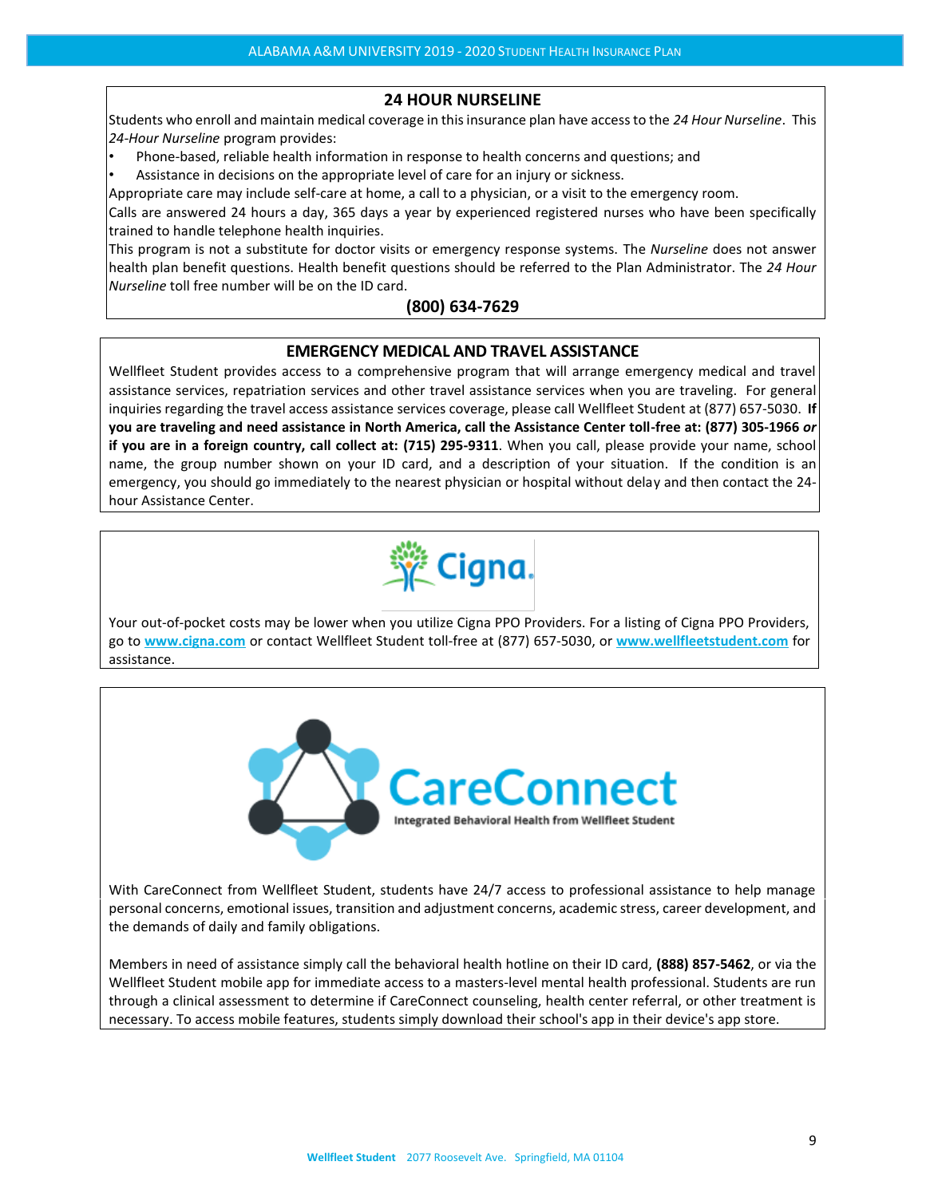## 24 HOUR NURSELINE

Students who enroll and maintain medical coverage in this insurance plan have access to the *24 Hour Nurseline*. This *24-Hour Nurseline* program provides:

- Phone-based, reliable health information in response to health concerns and questions; and
- Assistance in decisions on the appropriate level of care for an injury or sickness.

Appropriate care may include self-care at home, a call to a physician, or a visit to the emergency room.

Calls are answered 24 hours a day, 365 days a year by experienced registered nurses who have been specifically trained to handle telephone health inquiries.

This program is not a substitute for doctor visits or emergency response systems. The *Nurseline* does not answer health plan benefit questions. Health benefit questions should be referred to the Plan Administrator. The *24 Hour Nurseline* toll free number will be on the ID card.

**(800) 634-7629**

## EMERGENCY MEDICAL AND TRAVEL ASSISTANCE

Wellfleet Student provides access to a comprehensive program that will arrange emergency medical and travel assistance services, repatriation services and other travel assistance services when you are traveling. For general inquiries regarding the travel access assistance services coverage, please call Wellfleet Student at (877) 657-5030. **If you are traveling and need assistance in North America, call the Assistance Center toll-free at: (877) 305-1966 *or* if you are in a foreign country, call collect at: (715) 295-9311**. When you call, please provide your name, school name, the group number shown on your ID card, and a description of your situation. If the condition is an emergency, you should go immediately to the nearest physician or hospital without delay and then contact the 24-hour Assistance Center.

Cigna.

Your out-of-pocket costs may be lower when you utilize Cigna PPO Providers. For a listing of Cigna PPO Providers, go to **www.cigna.com** or contact Wellfleet Student toll-free at (877) 657-5030, or **www.wellfleetstudent.com** for assistance.

CareConnect
Integrated Behavioral Health from Wellfleet Student

With CareConnect from Wellfleet Student, students have 24/7 access to professional assistance to help manage personal concerns, emotional issues, transition and adjustment concerns, academic stress, career development, and the demands of daily and family obligations.

Members in need of assistance simply call the behavioral health hotline on their ID card, **(888) 857-5462**, or via the Wellfleet Student mobile app for immediate access to a masters-level mental health professional. Students are run through a clinical assessment to determine if CareConnect counseling, health center referral, or other treatment is necessary. To access mobile features, students simply download their school's app in their device's app store.